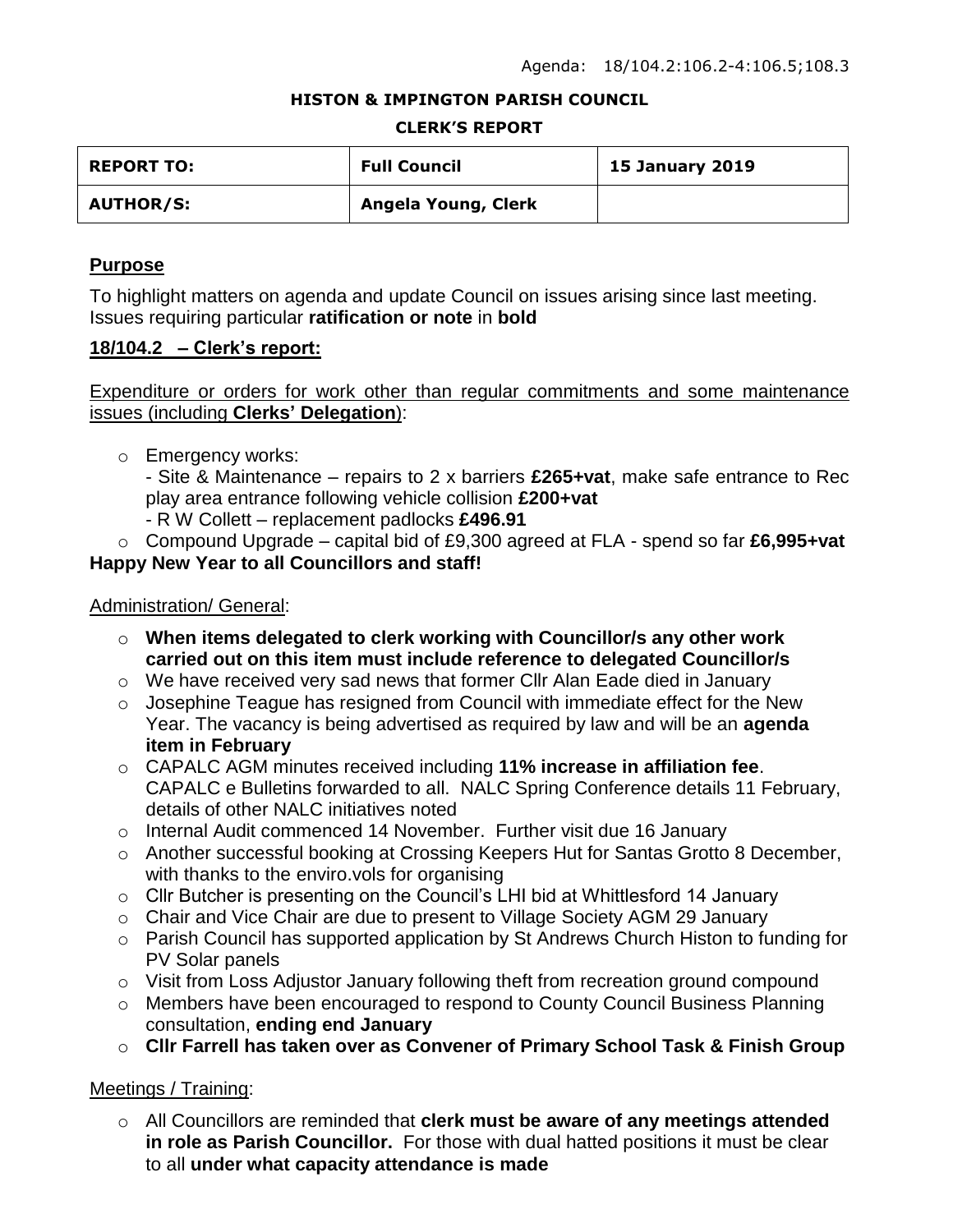Agenda: 18/104.2:106.2-4:106.5;108.3

**HISTON & IMPINGTON PARISH COUNCIL**

**CLERK'S REPORT**

| **REPORT TO:** | **Full Council** | **15 January 2019** |
|---|---|---|
| **AUTHOR/S:** | **Angela Young, Clerk** | |

## Purpose

To highlight matters on agenda and update Council on issues arising since last meeting. Issues requiring particular **ratification or note** in **bold**

## 18/104.2 – Clerk's report:

Expenditure or orders for work other than regular commitments and some maintenance issues (including **Clerks' Delegation**):

- Emergency works:
  - Site & Maintenance – repairs to 2 x barriers **£265+vat**, make safe entrance to Rec play area entrance following vehicle collision **£200+vat**
  - R W Collett – replacement padlocks **£496.91**
- Compound Upgrade – capital bid of £9,300 agreed at FLA - spend so far **£6,995+vat**

**Happy New Year to all Councillors and staff!**

Administration/ General:

- **When items delegated to clerk working with Councillor/s any other work carried out on this item must include reference to delegated Councillor/s**
- We have received very sad news that former Cllr Alan Eade died in January
- Josephine Teague has resigned from Council with immediate effect for the New Year. The vacancy is being advertised as required by law and will be an **agenda item in February**
- CAPALC AGM minutes received including **11% increase in affiliation fee**. CAPALC e Bulletins forwarded to all. NALC Spring Conference details 11 February, details of other NALC initiatives noted
- Internal Audit commenced 14 November. Further visit due 16 January
- Another successful booking at Crossing Keepers Hut for Santas Grotto 8 December, with thanks to the enviro.vols for organising
- Cllr Butcher is presenting on the Council's LHI bid at Whittlesford 14 January
- Chair and Vice Chair are due to present to Village Society AGM 29 January
- Parish Council has supported application by St Andrews Church Histon to funding for PV Solar panels
- Visit from Loss Adjustor January following theft from recreation ground compound
- Members have been encouraged to respond to County Council Business Planning consultation, **ending end January**
- **Cllr Farrell has taken over as Convener of Primary School Task & Finish Group**

Meetings / Training:

- All Councillors are reminded that **clerk must be aware of any meetings attended in role as Parish Councillor.** For those with dual hatted positions it must be clear to all **under what capacity attendance is made**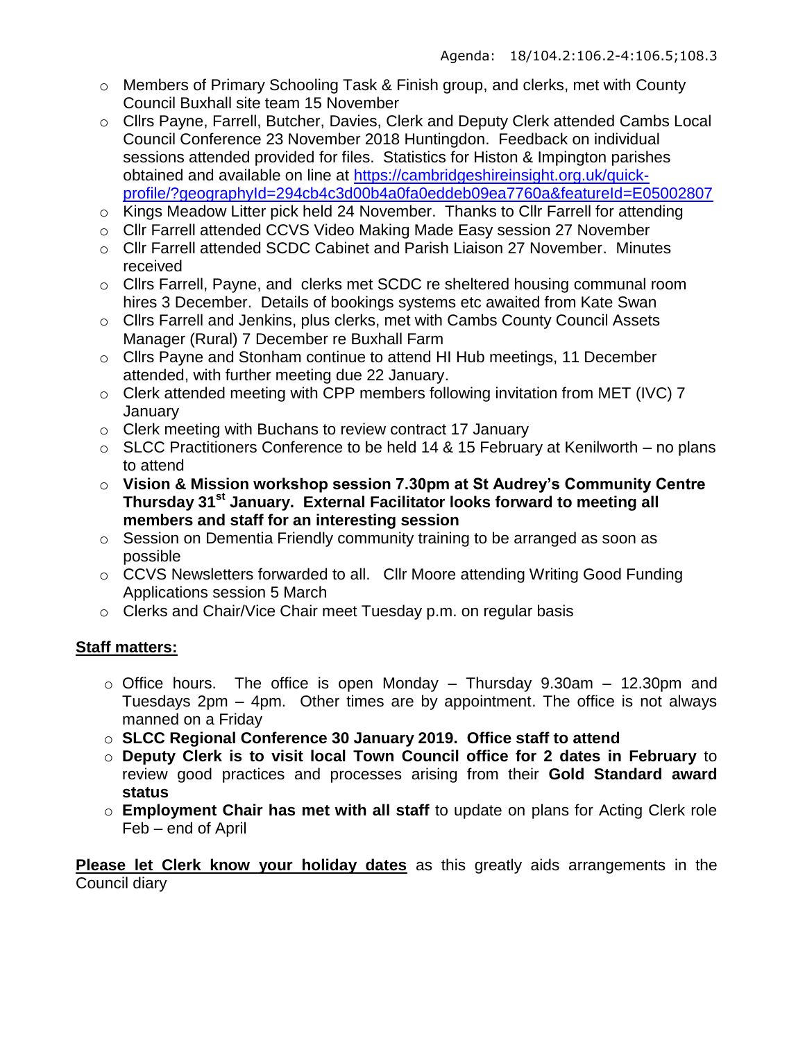Agenda: 18/104.2:106.2-4:106.5;108.3

- Members of Primary Schooling Task & Finish group, and clerks, met with County Council Buxhall site team 15 November
- Cllrs Payne, Farrell, Butcher, Davies, Clerk and Deputy Clerk attended Cambs Local Council Conference 23 November 2018 Huntingdon. Feedback on individual sessions attended provided for files. Statistics for Histon & Impington parishes obtained and available on line at https://cambridgeshireinsight.org.uk/quick-profile/?geographyId=294cb4c3d00b4a0fa0eddeb09ea7760a&featureId=E05002807
- Kings Meadow Litter pick held 24 November. Thanks to Cllr Farrell for attending
- Cllr Farrell attended CCVS Video Making Made Easy session 27 November
- Cllr Farrell attended SCDC Cabinet and Parish Liaison 27 November. Minutes received
- Cllrs Farrell, Payne, and clerks met SCDC re sheltered housing communal room hires 3 December. Details of bookings systems etc awaited from Kate Swan
- Cllrs Farrell and Jenkins, plus clerks, met with Cambs County Council Assets Manager (Rural) 7 December re Buxhall Farm
- Cllrs Payne and Stonham continue to attend HI Hub meetings, 11 December attended, with further meeting due 22 January.
- Clerk attended meeting with CPP members following invitation from MET (IVC) 7 January
- Clerk meeting with Buchans to review contract 17 January
- SLCC Practitioners Conference to be held 14 & 15 February at Kenilworth – no plans to attend
- **Vision & Mission workshop session 7.30pm at St Audrey's Community Centre Thursday 31st January. External Facilitator looks forward to meeting all members and staff for an interesting session**
- Session on Dementia Friendly community training to be arranged as soon as possible
- CCVS Newsletters forwarded to all. Cllr Moore attending Writing Good Funding Applications session 5 March
- Clerks and Chair/Vice Chair meet Tuesday p.m. on regular basis

## Staff matters:

- Office hours. The office is open Monday – Thursday 9.30am – 12.30pm and Tuesdays 2pm – 4pm. Other times are by appointment. The office is not always manned on a Friday
- **SLCC Regional Conference 30 January 2019. Office staff to attend**
- **Deputy Clerk is to visit local Town Council office for 2 dates in February** to review good practices and processes arising from their **Gold Standard award status**
- **Employment Chair has met with all staff** to update on plans for Acting Clerk role Feb – end of April

**Please let Clerk know your holiday dates** as this greatly aids arrangements in the Council diary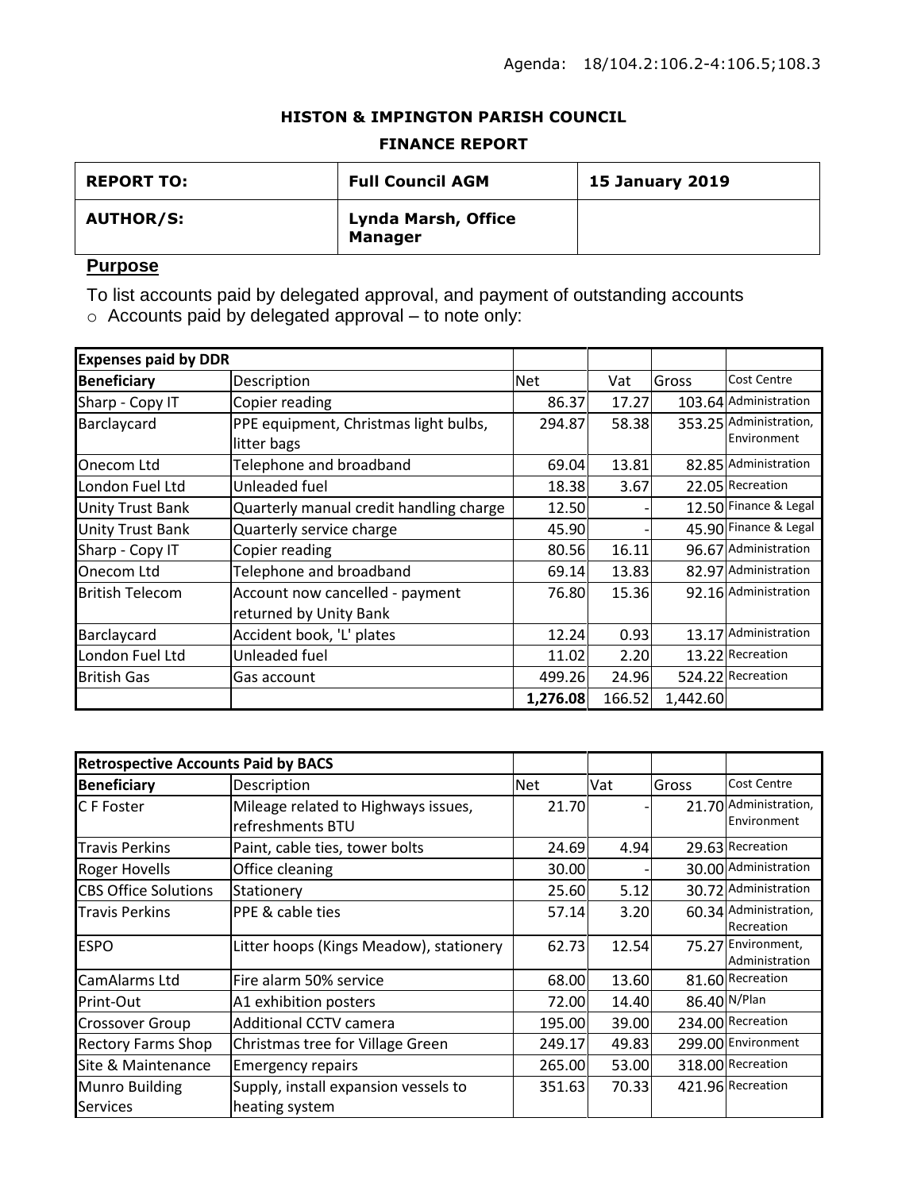Agenda: 18/104.2:106.2-4:106.5;108.3

**HISTON & IMPINGTON PARISH COUNCIL**

**FINANCE REPORT**

| **REPORT TO:** | **Full Council AGM** | **15 January 2019** |
|---|---|---|
| **AUTHOR/S:** | **Lynda Marsh, Office Manager** | |

## Purpose

To list accounts paid by delegated approval, and payment of outstanding accounts

- Accounts paid by delegated approval – to note only:

| **Expenses paid by DDR** | | | | | |
|---|---|---|---|---|---|
| **Beneficiary** | Description | Net | Vat | Gross | Cost Centre |
| Sharp - Copy IT | Copier reading | 86.37 | 17.27 | 103.64 | Administration |
| Barclaycard | PPE equipment, Christmas light bulbs, litter bags | 294.87 | 58.38 | 353.25 | Administration, Environment |
| Onecom Ltd | Telephone and broadband | 69.04 | 13.81 | 82.85 | Administration |
| London Fuel Ltd | Unleaded fuel | 18.38 | 3.67 | 22.05 | Recreation |
| Unity Trust Bank | Quarterly manual credit handling charge | 12.50 | - | 12.50 | Finance & Legal |
| Unity Trust Bank | Quarterly service charge | 45.90 | - | 45.90 | Finance & Legal |
| Sharp - Copy IT | Copier reading | 80.56 | 16.11 | 96.67 | Administration |
| Onecom Ltd | Telephone and broadband | 69.14 | 13.83 | 82.97 | Administration |
| British Telecom | Account now cancelled - payment returned by Unity Bank | 76.80 | 15.36 | 92.16 | Administration |
| Barclaycard | Accident book, 'L' plates | 12.24 | 0.93 | 13.17 | Administration |
| London Fuel Ltd | Unleaded fuel | 11.02 | 2.20 | 13.22 | Recreation |
| British Gas | Gas account | 499.26 | 24.96 | 524.22 | Recreation |
| | | **1,276.08** | 166.52 | 1,442.60 | |

| **Retrospective Accounts Paid by BACS** | | | | | |
|---|---|---|---|---|---|
| **Beneficiary** | Description | Net | Vat | Gross | Cost Centre |
| C F Foster | Mileage related to Highways issues, refreshments BTU | 21.70 | - | 21.70 | Administration, Environment |
| Travis Perkins | Paint, cable ties, tower bolts | 24.69 | 4.94 | 29.63 | Recreation |
| Roger Hovells | Office cleaning | 30.00 | - | 30.00 | Administration |
| CBS Office Solutions | Stationery | 25.60 | 5.12 | 30.72 | Administration |
| Travis Perkins | PPE & cable ties | 57.14 | 3.20 | 60.34 | Administration, Recreation |
| ESPO | Litter hoops (Kings Meadow), stationery | 62.73 | 12.54 | 75.27 | Environment, Administration |
| CamAlarms Ltd | Fire alarm 50% service | 68.00 | 13.60 | 81.60 | Recreation |
| Print-Out | A1 exhibition posters | 72.00 | 14.40 | 86.40 | N/Plan |
| Crossover Group | Additional CCTV camera | 195.00 | 39.00 | 234.00 | Recreation |
| Rectory Farms Shop | Christmas tree for Village Green | 249.17 | 49.83 | 299.00 | Environment |
| Site & Maintenance | Emergency repairs | 265.00 | 53.00 | 318.00 | Recreation |
| Munro Building Services | Supply, install expansion vessels to heating system | 351.63 | 70.33 | 421.96 | Recreation |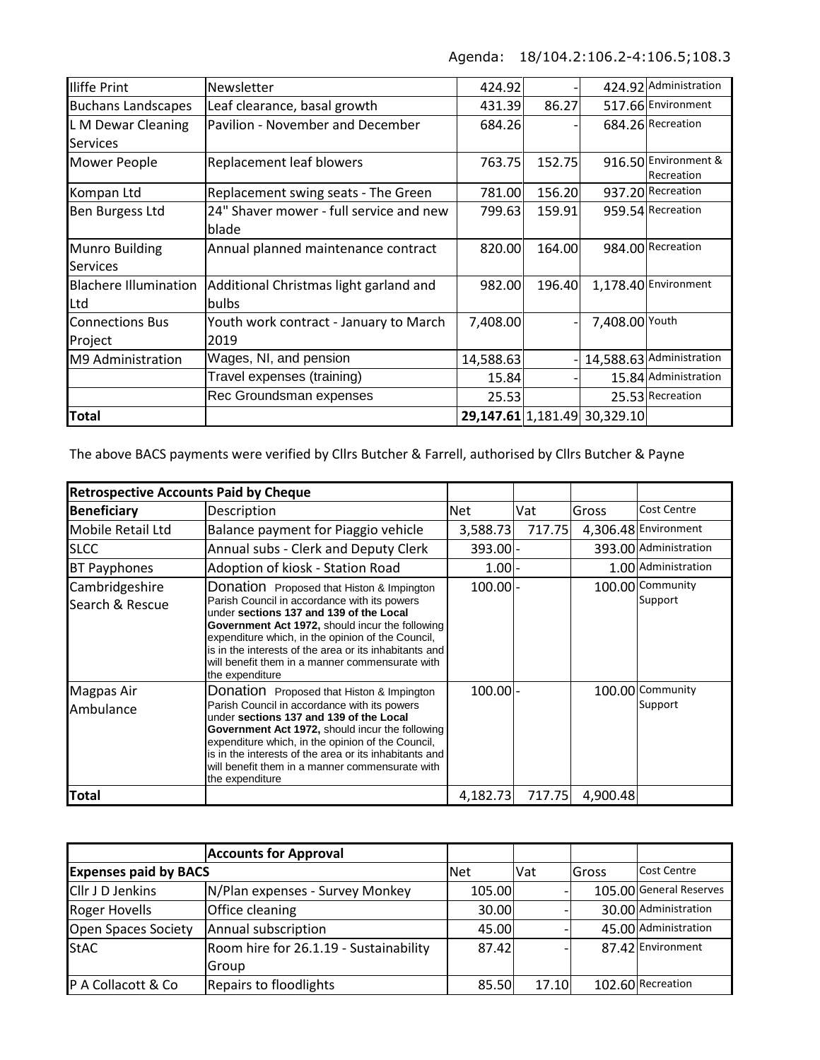Agenda: 18/104.2:106.2-4:106.5;108.3

| | | | | | |
|---|---|---|---|---|---|
| Iliffe Print | Newsletter | 424.92 | - | 424.92 | Administration |
| Buchans Landscapes | Leaf clearance, basal growth | 431.39 | 86.27 | 517.66 | Environment |
| L M Dewar Cleaning Services | Pavilion - November and December | 684.26 | - | 684.26 | Recreation |
| Mower People | Replacement leaf blowers | 763.75 | 152.75 | 916.50 | Environment & Recreation |
| Kompan Ltd | Replacement swing seats - The Green | 781.00 | 156.20 | 937.20 | Recreation |
| Ben Burgess Ltd | 24" Shaver mower - full service and new blade | 799.63 | 159.91 | 959.54 | Recreation |
| Munro Building Services | Annual planned maintenance contract | 820.00 | 164.00 | 984.00 | Recreation |
| Blachere Illumination Ltd | Additional Christmas light garland and bulbs | 982.00 | 196.40 | 1,178.40 | Environment |
| Connections Bus Project | Youth work contract - January to March 2019 | 7,408.00 | - | 7,408.00 | Youth |
| M9 Administration | Wages, NI, and pension | 14,588.63 | - | 14,588.63 | Administration |
| | Travel expenses (training) | 15.84 | - | 15.84 | Administration |
| | Rec Groundsman expenses | 25.53 | | 25.53 | Recreation |
| **Total** | | **29,147.61** | **1,181.49** | **30,329.10** | |

The above BACS payments were verified by Cllrs Butcher & Farrell, authorised by Cllrs Butcher & Payne

| **Retrospective Accounts Paid by Cheque** | | | | | |
|---|---|---|---|---|---|
| **Beneficiary** | Description | Net | Vat | Gross | Cost Centre |
| Mobile Retail Ltd | Balance payment for Piaggio vehicle | 3,588.73 | 717.75 | 4,306.48 | Environment |
| SLCC | Annual subs - Clerk and Deputy Clerk | 393.00 | - | 393.00 | Administration |
| BT Payphones | Adoption of kiosk - Station Road | 1.00 | - | 1.00 | Administration |
| Cambridgeshire Search & Rescue | Donation Proposed that Histon & Impington Parish Council in accordance with its powers under **sections 137 and 139 of the Local Government Act 1972,** should incur the following expenditure which, in the opinion of the Council, is in the interests of the area or its inhabitants and will benefit them in a manner commensurate with the expenditure | 100.00 | - | 100.00 | Community Support |
| Magpas Air Ambulance | Donation Proposed that Histon & Impington Parish Council in accordance with its powers under **sections 137 and 139 of the Local Government Act 1972,** should incur the following expenditure which, in the opinion of the Council, is in the interests of the area or its inhabitants and will benefit them in a manner commensurate with the expenditure | 100.00 | - | 100.00 | Community Support |
| **Total** | | 4,182.73 | 717.75 | 4,900.48 | |

| | **Accounts for Approval** | | | | |
|---|---|---|---|---|---|
| **Expenses paid by BACS** | | Net | Vat | Gross | Cost Centre |
| Cllr J D Jenkins | N/Plan expenses - Survey Monkey | 105.00 | - | 105.00 | General Reserves |
| Roger Hovells | Office cleaning | 30.00 | - | 30.00 | Administration |
| Open Spaces Society | Annual subscription | 45.00 | - | 45.00 | Administration |
| StAC | Room hire for 26.1.19 - Sustainability Group | 87.42 | - | 87.42 | Environment |
| P A Collacott & Co | Repairs to floodlights | 85.50 | 17.10 | 102.60 | Recreation |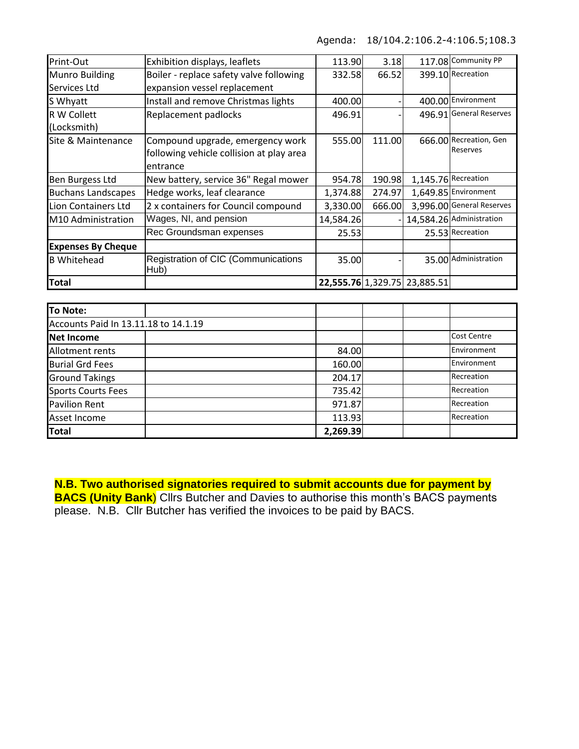Agenda: 18/104.2:106.2-4:106.5;108.3

| | | | | | |
|---|---|---|---|---|---|
| Print-Out | Exhibition displays, leaflets | 113.90 | 3.18 | 117.08 | Community PP |
| Munro Building Services Ltd | Boiler - replace safety valve following expansion vessel replacement | 332.58 | 66.52 | 399.10 | Recreation |
| S Whyatt | Install and remove Christmas lights | 400.00 | - | 400.00 | Environment |
| R W Collett (Locksmith) | Replacement padlocks | 496.91 | - | 496.91 | General Reserves |
| Site & Maintenance | Compound upgrade, emergency work following vehicle collision at play area entrance | 555.00 | 111.00 | 666.00 | Recreation, Gen Reserves |
| Ben Burgess Ltd | New battery, service 36" Regal mower | 954.78 | 190.98 | 1,145.76 | Recreation |
| Buchans Landscapes | Hedge works, leaf clearance | 1,374.88 | 274.97 | 1,649.85 | Environment |
| Lion Containers Ltd | 2 x containers for Council compound | 3,330.00 | 666.00 | 3,996.00 | General Reserves |
| M10 Administration | Wages, NI, and pension | 14,584.26 | - | 14,584.26 | Administration |
| | Rec Groundsman expenses | 25.53 | | 25.53 | Recreation |
| **Expenses By Cheque** | | | | | |
| B Whitehead | Registration of CIC (Communications Hub) | 35.00 | - | 35.00 | Administration |
| **Total** | | **22,555.76** | 1,329.75 | 23,885.51 | |

| | | | | | |
|---|---|---|---|---|---|
| **To Note:** | | | | | |
| Accounts Paid In 13.11.18 to 14.1.19 | | | | | |
| **Net Income** | | | | | Cost Centre |
| Allotment rents | | 84.00 | | | Environment |
| Burial Grd Fees | | 160.00 | | | Environment |
| Ground Takings | | 204.17 | | | Recreation |
| Sports Courts Fees | | 735.42 | | | Recreation |
| Pavilion Rent | | 971.87 | | | Recreation |
| Asset Income | | 113.93 | | | Recreation |
| **Total** | | **2,269.39** | | | |

**N.B. Two authorised signatories required to submit accounts due for payment by BACS (Unity Bank**) Cllrs Butcher and Davies to authorise this month's BACS payments please. N.B. Cllr Butcher has verified the invoices to be paid by BACS.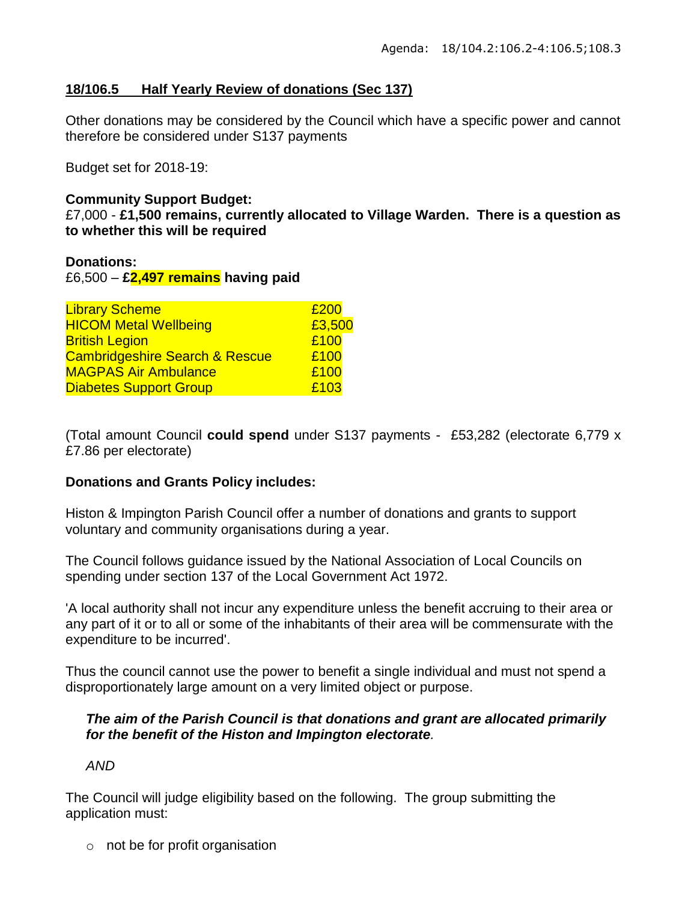Agenda: 18/104.2:106.2-4:106.5;108.3

## 18/106.5 Half Yearly Review of donations (Sec 137)

Other donations may be considered by the Council which have a specific power and cannot therefore be considered under S137 payments

Budget set for 2018-19:

**Community Support Budget:**
£7,000 - **£1,500 remains, currently allocated to Village Warden. There is a question as to whether this will be required**

**Donations:**
£6,500 – **£2,497 remains having paid**

| | |
|---|---|
| Library Scheme | £200 |
| HICOM Metal Wellbeing | £3,500 |
| British Legion | £100 |
| Cambridgeshire Search & Rescue | £100 |
| MAGPAS Air Ambulance | £100 |
| Diabetes Support Group | £103 |

(Total amount Council **could spend** under S137 payments - £53,282 (electorate 6,779 x £7.86 per electorate)

**Donations and Grants Policy includes:**

Histon & Impington Parish Council offer a number of donations and grants to support voluntary and community organisations during a year.

The Council follows guidance issued by the National Association of Local Councils on spending under section 137 of the Local Government Act 1972.

'A local authority shall not incur any expenditure unless the benefit accruing to their area or any part of it or to all or some of the inhabitants of their area will be commensurate with the expenditure to be incurred'.

Thus the council cannot use the power to benefit a single individual and must not spend a disproportionately large amount on a very limited object or purpose.

> ***The aim of the Parish Council is that donations and grant are allocated primarily for the benefit of the Histon and Impington electorate.***
>
> *AND*

The Council will judge eligibility based on the following. The group submitting the application must:

- not be for profit organisation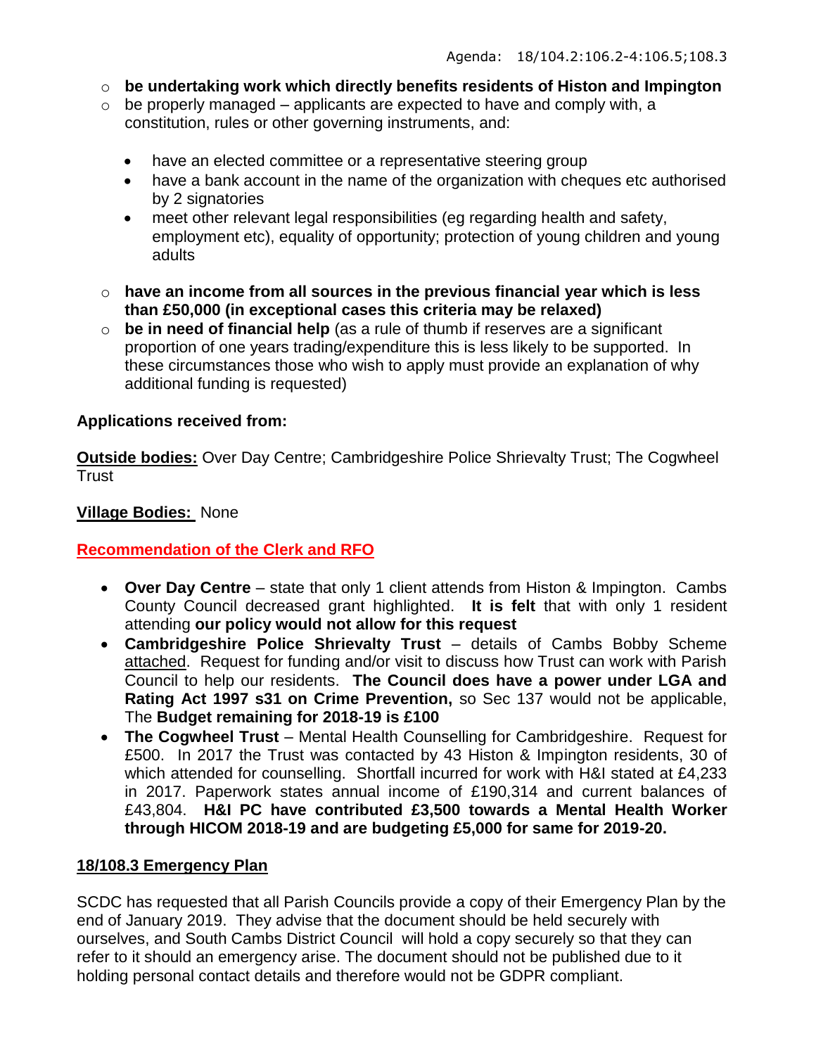- **be undertaking work which directly benefits residents of Histon and Impington**
- be properly managed – applicants are expected to have and comply with, a constitution, rules or other governing instruments, and:
  - have an elected committee or a representative steering group
  - have a bank account in the name of the organization with cheques etc authorised by 2 signatories
  - meet other relevant legal responsibilities (eg regarding health and safety, employment etc), equality of opportunity; protection of young children and young adults
- **have an income from all sources in the previous financial year which is less than £50,000 (in exceptional cases this criteria may be relaxed)**
- **be in need of financial help** (as a rule of thumb if reserves are a significant proportion of one years trading/expenditure this is less likely to be supported. In these circumstances those who wish to apply must provide an explanation of why additional funding is requested)

**Applications received from:**

**Outside bodies:** Over Day Centre; Cambridgeshire Police Shrievalty Trust; The Cogwheel Trust

**Village Bodies:** None

**Recommendation of the Clerk and RFO**

- **Over Day Centre** – state that only 1 client attends from Histon & Impington. Cambs County Council decreased grant highlighted. **It is felt** that with only 1 resident attending **our policy would not allow for this request**
- **Cambridgeshire Police Shrievalty Trust** – details of Cambs Bobby Scheme attached. Request for funding and/or visit to discuss how Trust can work with Parish Council to help our residents. **The Council does have a power under LGA and Rating Act 1997 s31 on Crime Prevention,** so Sec 137 would not be applicable, The **Budget remaining for 2018-19 is £100**
- **The Cogwheel Trust** – Mental Health Counselling for Cambridgeshire. Request for £500. In 2017 the Trust was contacted by 43 Histon & Impington residents, 30 of which attended for counselling. Shortfall incurred for work with H&I stated at £4,233 in 2017. Paperwork states annual income of £190,314 and current balances of £43,804. **H&I PC have contributed £3,500 towards a Mental Health Worker through HICOM 2018-19 and are budgeting £5,000 for same for 2019-20.**

## 18/108.3 Emergency Plan

SCDC has requested that all Parish Councils provide a copy of their Emergency Plan by the end of January 2019. They advise that the document should be held securely with ourselves, and South Cambs District Council will hold a copy securely so that they can refer to it should an emergency arise. The document should not be published due to it holding personal contact details and therefore would not be GDPR compliant.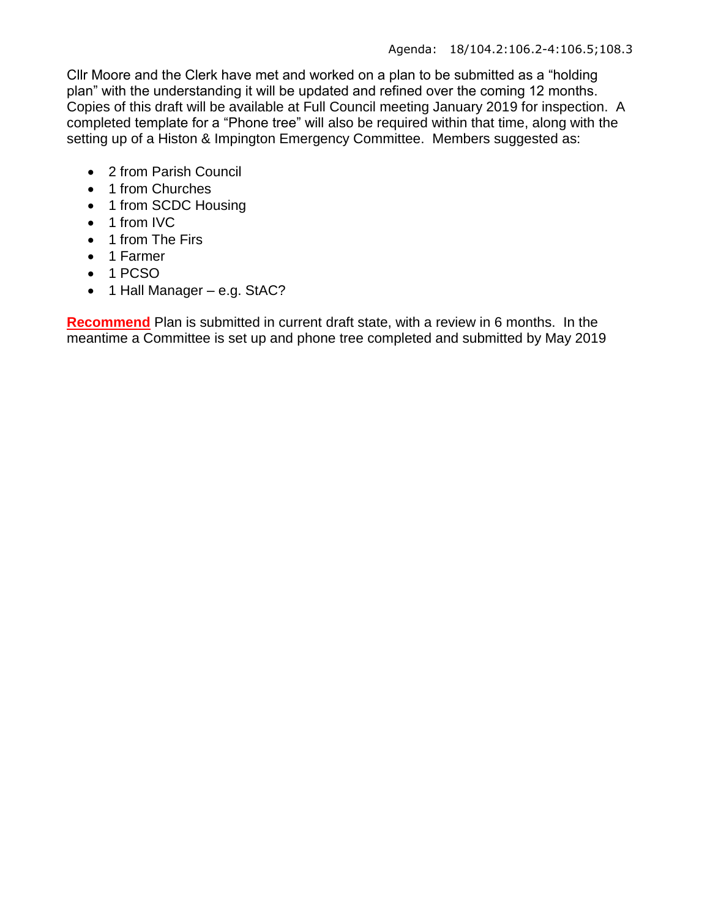Agenda: 18/104.2:106.2-4:106.5;108.3

Cllr Moore and the Clerk have met and worked on a plan to be submitted as a "holding plan" with the understanding it will be updated and refined over the coming 12 months. Copies of this draft will be available at Full Council meeting January 2019 for inspection. A completed template for a "Phone tree" will also be required within that time, along with the setting up of a Histon & Impington Emergency Committee. Members suggested as:

- 2 from Parish Council
- 1 from Churches
- 1 from SCDC Housing
- 1 from IVC
- 1 from The Firs
- 1 Farmer
- 1 PCSO
- 1 Hall Manager – e.g. StAC?

**Recommend** Plan is submitted in current draft state, with a review in 6 months. In the meantime a Committee is set up and phone tree completed and submitted by May 2019